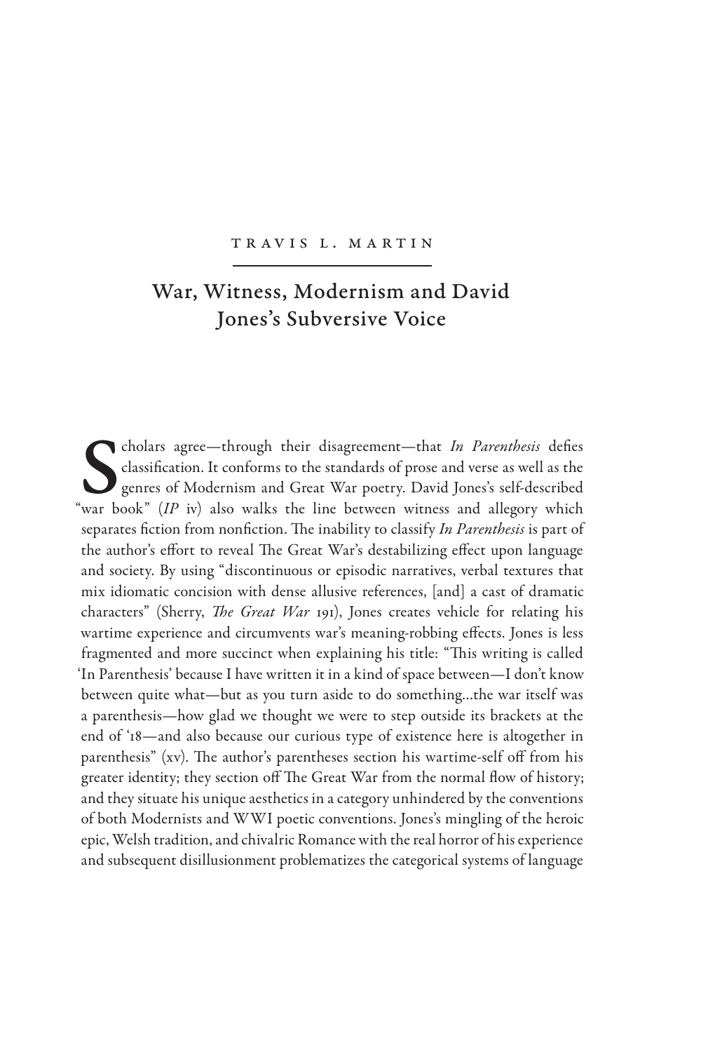TRAVIS L. MARTIN

# War, Witness, Modernism and David Jones's Subversive Voice

Scholars agree—through their disagreement—that *In Parenthesis* defies classification. It conforms to the standards of prose and verse as well as the genres of Modernism and Great War poetry. David Jones's self-described "war book" (*IP* iv) also walks the line between witness and allegory which separates fiction from nonfiction. The inability to classify *In Parenthesis* is part of the author's effort to reveal The Great War's destabilizing effect upon language and society. By using "discontinuous or episodic narratives, verbal textures that mix idiomatic concision with dense allusive references, [and] a cast of dramatic characters" (Sherry, *The Great War* 191), Jones creates vehicle for relating his wartime experience and circumvents war's meaning-robbing effects. Jones is less fragmented and more succinct when explaining his title: "This writing is called 'In Parenthesis' because I have written it in a kind of space between—I don't know between quite what—but as you turn aside to do something...the war itself was a parenthesis—how glad we thought we were to step outside its brackets at the end of '18—and also because our curious type of existence here is altogether in parenthesis" (xv). The author's parentheses section his wartime-self off from his greater identity; they section off The Great War from the normal flow of history; and they situate his unique aesthetics in a category unhindered by the conventions of both Modernists and WWI poetic conventions. Jones's mingling of the heroic epic, Welsh tradition, and chivalric Romance with the real horror of his experience and subsequent disillusionment problematizes the categorical systems of language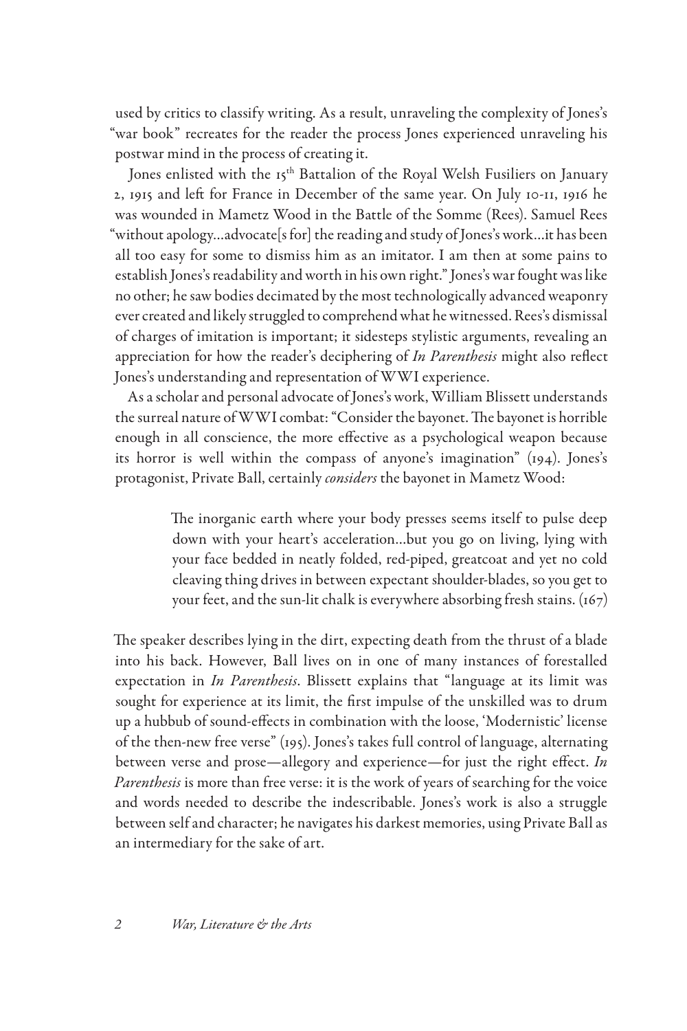used by critics to classify writing. As a result, unraveling the complexity of Jones's "war book" recreates for the reader the process Jones experienced unraveling his postwar mind in the process of creating it.

Jones enlisted with the 15th Battalion of the Royal Welsh Fusiliers on January 2, 1915 and left for France in December of the same year. On July 10-11, 1916 he was wounded in Mametz Wood in the Battle of the Somme (Rees). Samuel Rees "without apology…advocate[s for] the reading and study of Jones's work…it has been all too easy for some to dismiss him as an imitator. I am then at some pains to establish Jones's readability and worth in his own right." Jones's war fought was like no other; he saw bodies decimated by the most technologically advanced weaponry ever created and likely struggled to comprehend what he witnessed. Rees's dismissal of charges of imitation is important; it sidesteps stylistic arguments, revealing an appreciation for how the reader's deciphering of *In Parenthesis* might also reflect Jones's understanding and representation of WWI experience.

As a scholar and personal advocate of Jones's work, William Blissett understands the surreal nature of WWI combat: "Consider the bayonet. The bayonet is horrible enough in all conscience, the more effective as a psychological weapon because its horror is well within the compass of anyone's imagination" (194). Jones's protagonist, Private Ball, certainly *considers* the bayonet in Mametz Wood:

> The inorganic earth where your body presses seems itself to pulse deep down with your heart's acceleration…but you go on living, lying with your face bedded in neatly folded, red-piped, greatcoat and yet no cold cleaving thing drives in between expectant shoulder-blades, so you get to your feet, and the sun-lit chalk is everywhere absorbing fresh stains. (167)

The speaker describes lying in the dirt, expecting death from the thrust of a blade into his back. However, Ball lives on in one of many instances of forestalled expectation in *In Parenthesis*. Blissett explains that "language at its limit was sought for experience at its limit, the first impulse of the unskilled was to drum up a hubbub of sound-effects in combination with the loose, 'Modernistic' license of the then-new free verse" (195). Jones's takes full control of language, alternating between verse and prose—allegory and experience—for just the right effect. *In Parenthesis* is more than free verse: it is the work of years of searching for the voice and words needed to describe the indescribable. Jones's work is also a struggle between self and character; he navigates his darkest memories, using Private Ball as an intermediary for the sake of art.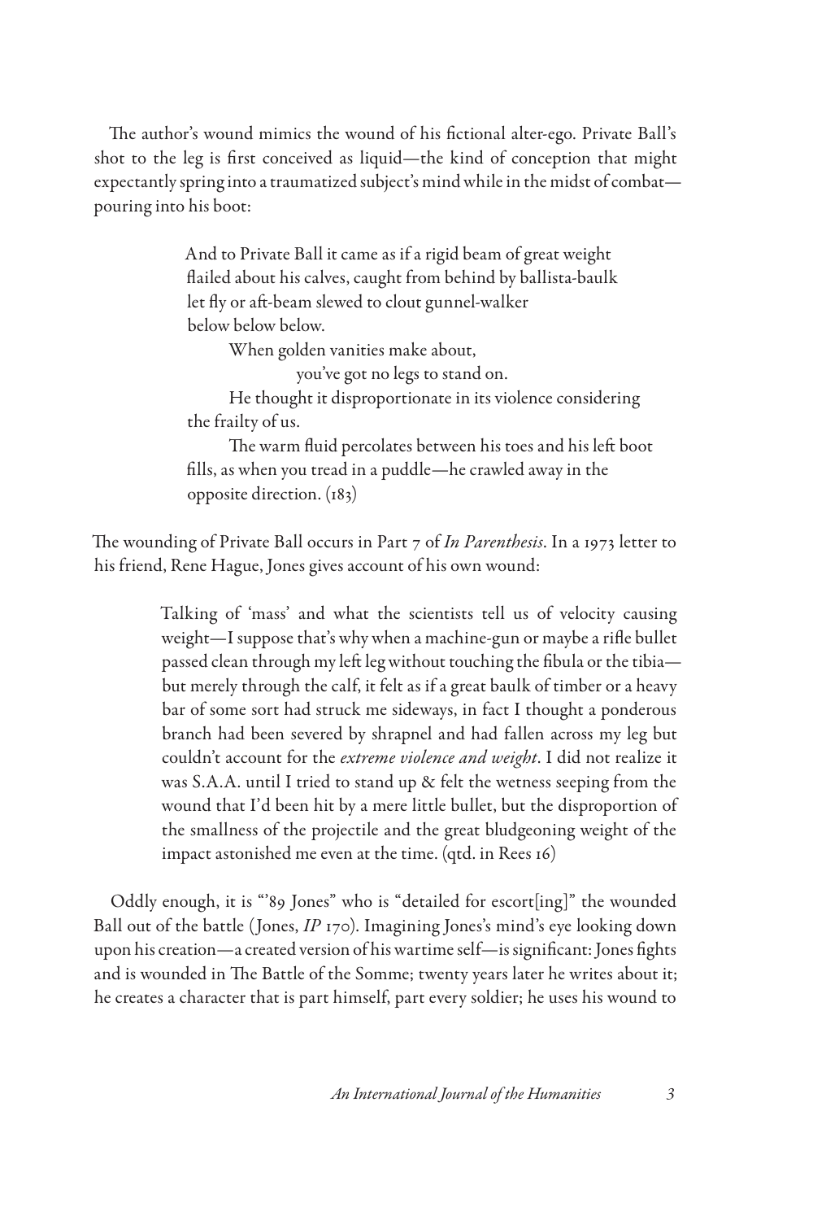The author's wound mimics the wound of his fictional alter-ego. Private Ball's shot to the leg is first conceived as liquid—the kind of conception that might expectantly spring into a traumatized subject's mind while in the midst of combat—pouring into his boot:

> And to Private Ball it came as if a rigid beam of great weight
> flailed about his calves, caught from behind by ballista-baulk
> let fly or aft-beam slewed to clout gunnel-walker
> below below below.
>
> When golden vanities make about,
>
> you've got no legs to stand on.
>
> He thought it disproportionate in its violence considering
> the frailty of us.
>
> The warm fluid percolates between his toes and his left boot
> fills, as when you tread in a puddle—he crawled away in the
> opposite direction. (183)

The wounding of Private Ball occurs in Part 7 of *In Parenthesis*. In a 1973 letter to his friend, Rene Hague, Jones gives account of his own wound:

> Talking of 'mass' and what the scientists tell us of velocity causing weight—I suppose that's why when a machine-gun or maybe a rifle bullet passed clean through my left leg without touching the fibula or the tibia—but merely through the calf, it felt as if a great baulk of timber or a heavy bar of some sort had struck me sideways, in fact I thought a ponderous branch had been severed by shrapnel and had fallen across my leg but couldn't account for the *extreme violence and weight*. I did not realize it was S.A.A. until I tried to stand up & felt the wetness seeping from the wound that I'd been hit by a mere little bullet, but the disproportion of the smallness of the projectile and the great bludgeoning weight of the impact astonished me even at the time. (qtd. in Rees 16)

Oddly enough, it is "'89 Jones" who is "detailed for escort[ing]" the wounded Ball out of the battle (Jones, *IP* 170). Imagining Jones's mind's eye looking down upon his creation—a created version of his wartime self—is significant: Jones fights and is wounded in The Battle of the Somme; twenty years later he writes about it; he creates a character that is part himself, part every soldier; he uses his wound to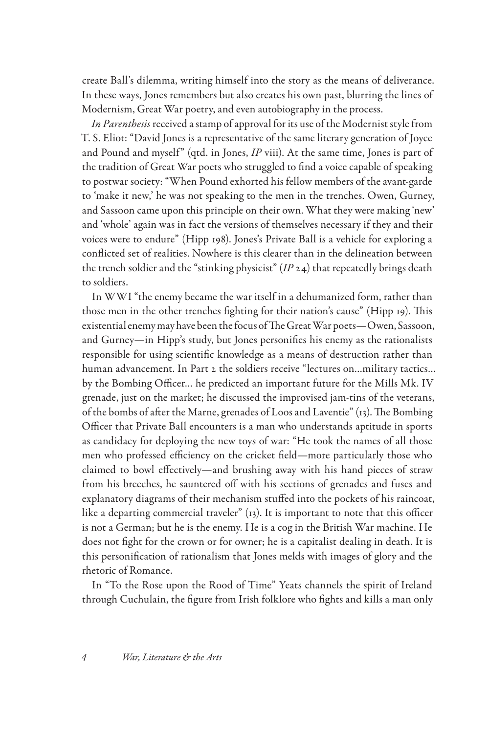create Ball's dilemma, writing himself into the story as the means of deliverance. In these ways, Jones remembers but also creates his own past, blurring the lines of Modernism, Great War poetry, and even autobiography in the process.

*In Parenthesis* received a stamp of approval for its use of the Modernist style from T. S. Eliot: "David Jones is a representative of the same literary generation of Joyce and Pound and myself" (qtd. in Jones, *IP* viii). At the same time, Jones is part of the tradition of Great War poets who struggled to find a voice capable of speaking to postwar society: "When Pound exhorted his fellow members of the avant-garde to 'make it new,' he was not speaking to the men in the trenches. Owen, Gurney, and Sassoon came upon this principle on their own. What they were making 'new' and 'whole' again was in fact the versions of themselves necessary if they and their voices were to endure" (Hipp 198). Jones's Private Ball is a vehicle for exploring a conflicted set of realities. Nowhere is this clearer than in the delineation between the trench soldier and the "stinking physicist" (*IP* 24) that repeatedly brings death to soldiers.

In WWI "the enemy became the war itself in a dehumanized form, rather than those men in the other trenches fighting for their nation's cause" (Hipp 19). This existential enemy may have been the focus of The Great War poets—Owen, Sassoon, and Gurney—in Hipp's study, but Jones personifies his enemy as the rationalists responsible for using scientific knowledge as a means of destruction rather than human advancement. In Part 2 the soldiers receive "lectures on...military tactics... by the Bombing Officer... he predicted an important future for the Mills Mk. IV grenade, just on the market; he discussed the improvised jam-tins of the veterans, of the bombs of after the Marne, grenades of Loos and Laventie" (13). The Bombing Officer that Private Ball encounters is a man who understands aptitude in sports as candidacy for deploying the new toys of war: "He took the names of all those men who professed efficiency on the cricket field—more particularly those who claimed to bowl effectively—and brushing away with his hand pieces of straw from his breeches, he sauntered off with his sections of grenades and fuses and explanatory diagrams of their mechanism stuffed into the pockets of his raincoat, like a departing commercial traveler" (13). It is important to note that this officer is not a German; but he is the enemy. He is a cog in the British War machine. He does not fight for the crown or for owner; he is a capitalist dealing in death. It is this personification of rationalism that Jones melds with images of glory and the rhetoric of Romance.

In "To the Rose upon the Rood of Time" Yeats channels the spirit of Ireland through Cuchulain, the figure from Irish folklore who fights and kills a man only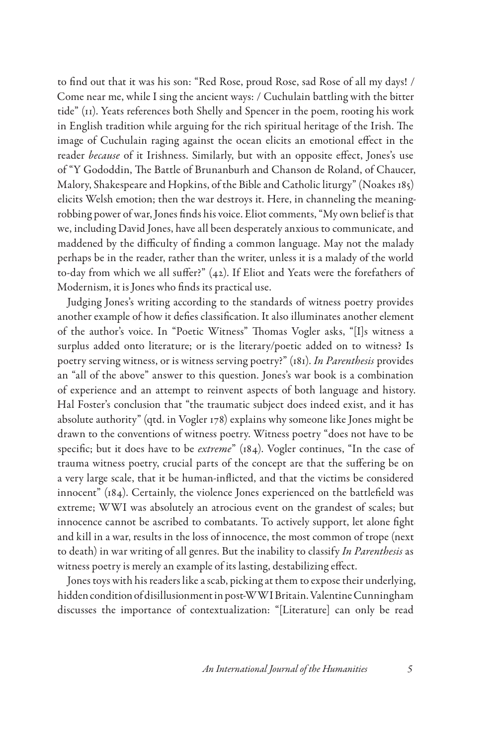to find out that it was his son: "Red Rose, proud Rose, sad Rose of all my days! / Come near me, while I sing the ancient ways: / Cuchulain battling with the bitter tide" (11). Yeats references both Shelly and Spencer in the poem, rooting his work in English tradition while arguing for the rich spiritual heritage of the Irish. The image of Cuchulain raging against the ocean elicits an emotional effect in the reader *because* of it Irishness. Similarly, but with an opposite effect, Jones's use of "Y Gododdin, The Battle of Brunanburh and Chanson de Roland, of Chaucer, Malory, Shakespeare and Hopkins, of the Bible and Catholic liturgy" (Noakes 185) elicits Welsh emotion; then the war destroys it. Here, in channeling the meaning-robbing power of war, Jones finds his voice. Eliot comments, "My own belief is that we, including David Jones, have all been desperately anxious to communicate, and maddened by the difficulty of finding a common language. May not the malady perhaps be in the reader, rather than the writer, unless it is a malady of the world to-day from which we all suffer?" (42). If Eliot and Yeats were the forefathers of Modernism, it is Jones who finds its practical use.

Judging Jones's writing according to the standards of witness poetry provides another example of how it defies classification. It also illuminates another element of the author's voice. In "Poetic Witness" Thomas Vogler asks, "[I]s witness a surplus added onto literature; or is the literary/poetic added on to witness? Is poetry serving witness, or is witness serving poetry?" (181). *In Parenthesis* provides an "all of the above" answer to this question. Jones's war book is a combination of experience and an attempt to reinvent aspects of both language and history. Hal Foster's conclusion that "the traumatic subject does indeed exist, and it has absolute authority" (qtd. in Vogler 178) explains why someone like Jones might be drawn to the conventions of witness poetry. Witness poetry "does not have to be specific; but it does have to be *extreme*" (184). Vogler continues, "In the case of trauma witness poetry, crucial parts of the concept are that the suffering be on a very large scale, that it be human-inflicted, and that the victims be considered innocent" (184). Certainly, the violence Jones experienced on the battlefield was extreme; WWI was absolutely an atrocious event on the grandest of scales; but innocence cannot be ascribed to combatants. To actively support, let alone fight and kill in a war, results in the loss of innocence, the most common of trope (next to death) in war writing of all genres. But the inability to classify *In Parenthesis* as witness poetry is merely an example of its lasting, destabilizing effect.

Jones toys with his readers like a scab, picking at them to expose their underlying, hidden condition of disillusionment in post-WWI Britain. Valentine Cunningham discusses the importance of contextualization: "[Literature] can only be read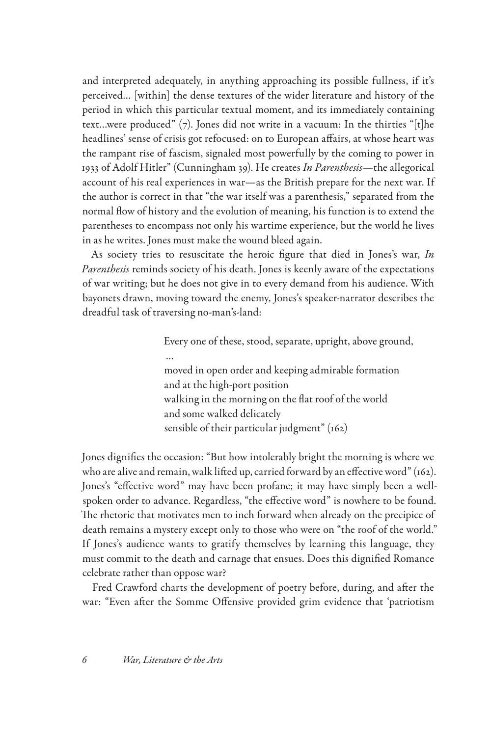and interpreted adequately, in anything approaching its possible fullness, if it's perceived... [within] the dense textures of the wider literature and history of the period in which this particular textual moment, and its immediately containing text...were produced" (7). Jones did not write in a vacuum: In the thirties "[t]he headlines' sense of crisis got refocused: on to European affairs, at whose heart was the rampant rise of fascism, signaled most powerfully by the coming to power in 1933 of Adolf Hitler" (Cunningham 39). He creates *In Parenthesis*—the allegorical account of his real experiences in war—as the British prepare for the next war. If the author is correct in that "the war itself was a parenthesis," separated from the normal flow of history and the evolution of meaning, his function is to extend the parentheses to encompass not only his wartime experience, but the world he lives in as he writes. Jones must make the wound bleed again.

As society tries to resuscitate the heroic figure that died in Jones's war, *In Parenthesis* reminds society of his death. Jones is keenly aware of the expectations of war writing; but he does not give in to every demand from his audience. With bayonets drawn, moving toward the enemy, Jones's speaker-narrator describes the dreadful task of traversing no-man's-land:

> Every one of these, stood, separate, upright, above ground,
> ...
> moved in open order and keeping admirable formation
> and at the high-port position
> walking in the morning on the flat roof of the world
> and some walked delicately
> sensible of their particular judgment" (162)

Jones dignifies the occasion: "But how intolerably bright the morning is where we who are alive and remain, walk lifted up, carried forward by an effective word" (162). Jones's "effective word" may have been profane; it may have simply been a well-spoken order to advance. Regardless, "the effective word" is nowhere to be found. The rhetoric that motivates men to inch forward when already on the precipice of death remains a mystery except only to those who were on "the roof of the world." If Jones's audience wants to gratify themselves by learning this language, they must commit to the death and carnage that ensues. Does this dignified Romance celebrate rather than oppose war?

Fred Crawford charts the development of poetry before, during, and after the war: "Even after the Somme Offensive provided grim evidence that 'patriotism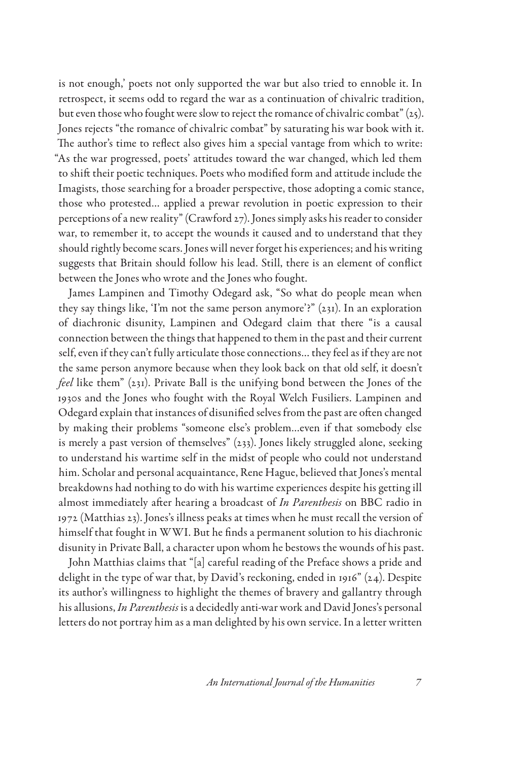is not enough,' poets not only supported the war but also tried to ennoble it. In retrospect, it seems odd to regard the war as a continuation of chivalric tradition, but even those who fought were slow to reject the romance of chivalric combat" (25). Jones rejects "the romance of chivalric combat" by saturating his war book with it. The author's time to reflect also gives him a special vantage from which to write: "As the war progressed, poets' attitudes toward the war changed, which led them to shift their poetic techniques. Poets who modified form and attitude include the Imagists, those searching for a broader perspective, those adopting a comic stance, those who protested… applied a prewar revolution in poetic expression to their perceptions of a new reality" (Crawford 27). Jones simply asks his reader to consider war, to remember it, to accept the wounds it caused and to understand that they should rightly become scars. Jones will never forget his experiences; and his writing suggests that Britain should follow his lead. Still, there is an element of conflict between the Jones who wrote and the Jones who fought.

James Lampinen and Timothy Odegard ask, "So what do people mean when they say things like, 'I'm not the same person anymore'?" (231). In an exploration of diachronic disunity, Lampinen and Odegard claim that there "is a causal connection between the things that happened to them in the past and their current self, even if they can't fully articulate those connections… they feel as if they are not the same person anymore because when they look back on that old self, it doesn't *feel* like them" (231). Private Ball is the unifying bond between the Jones of the 1930s and the Jones who fought with the Royal Welch Fusiliers. Lampinen and Odegard explain that instances of disunified selves from the past are often changed by making their problems "someone else's problem…even if that somebody else is merely a past version of themselves" (233). Jones likely struggled alone, seeking to understand his wartime self in the midst of people who could not understand him. Scholar and personal acquaintance, Rene Hague, believed that Jones's mental breakdowns had nothing to do with his wartime experiences despite his getting ill almost immediately after hearing a broadcast of *In Parenthesis* on BBC radio in 1972 (Matthias 23). Jones's illness peaks at times when he must recall the version of himself that fought in WWI. But he finds a permanent solution to his diachronic disunity in Private Ball, a character upon whom he bestows the wounds of his past.

John Matthias claims that "[a] careful reading of the Preface shows a pride and delight in the type of war that, by David's reckoning, ended in 1916" (24). Despite its author's willingness to highlight the themes of bravery and gallantry through his allusions, *In Parenthesis* is a decidedly anti-war work and David Jones's personal letters do not portray him as a man delighted by his own service. In a letter written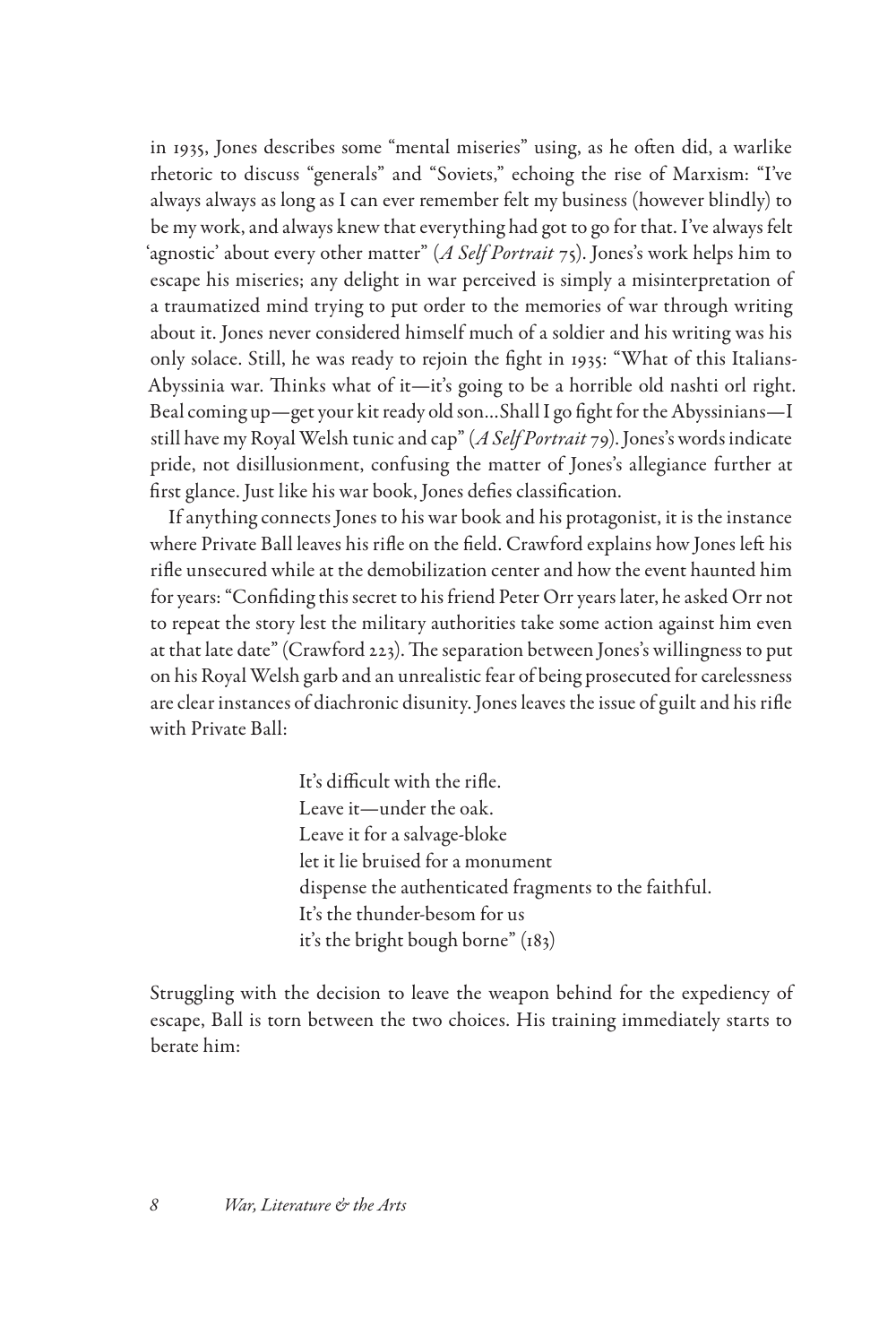in 1935, Jones describes some "mental miseries" using, as he often did, a warlike rhetoric to discuss "generals" and "Soviets," echoing the rise of Marxism: "I've always always as long as I can ever remember felt my business (however blindly) to be my work, and always knew that everything had got to go for that. I've always felt 'agnostic' about every other matter" (*A Self Portrait* 75). Jones's work helps him to escape his miseries; any delight in war perceived is simply a misinterpretation of a traumatized mind trying to put order to the memories of war through writing about it. Jones never considered himself much of a soldier and his writing was his only solace. Still, he was ready to rejoin the fight in 1935: "What of this Italians-Abyssinia war. Thinks what of it—it's going to be a horrible old nashti orl right. Beal coming up—get your kit ready old son…Shall I go fight for the Abyssinians—I still have my Royal Welsh tunic and cap" (*A Self Portrait* 79). Jones's words indicate pride, not disillusionment, confusing the matter of Jones's allegiance further at first glance. Just like his war book, Jones defies classification.

If anything connects Jones to his war book and his protagonist, it is the instance where Private Ball leaves his rifle on the field. Crawford explains how Jones left his rifle unsecured while at the demobilization center and how the event haunted him for years: "Confiding this secret to his friend Peter Orr years later, he asked Orr not to repeat the story lest the military authorities take some action against him even at that late date" (Crawford 223). The separation between Jones's willingness to put on his Royal Welsh garb and an unrealistic fear of being prosecuted for carelessness are clear instances of diachronic disunity. Jones leaves the issue of guilt and his rifle with Private Ball:

> It's difficult with the rifle.
> Leave it—under the oak.
> Leave it for a salvage-bloke
> let it lie bruised for a monument
> dispense the authenticated fragments to the faithful.
> It's the thunder-besom for us
> it's the bright bough borne" (183)

Struggling with the decision to leave the weapon behind for the expediency of escape, Ball is torn between the two choices. His training immediately starts to berate him: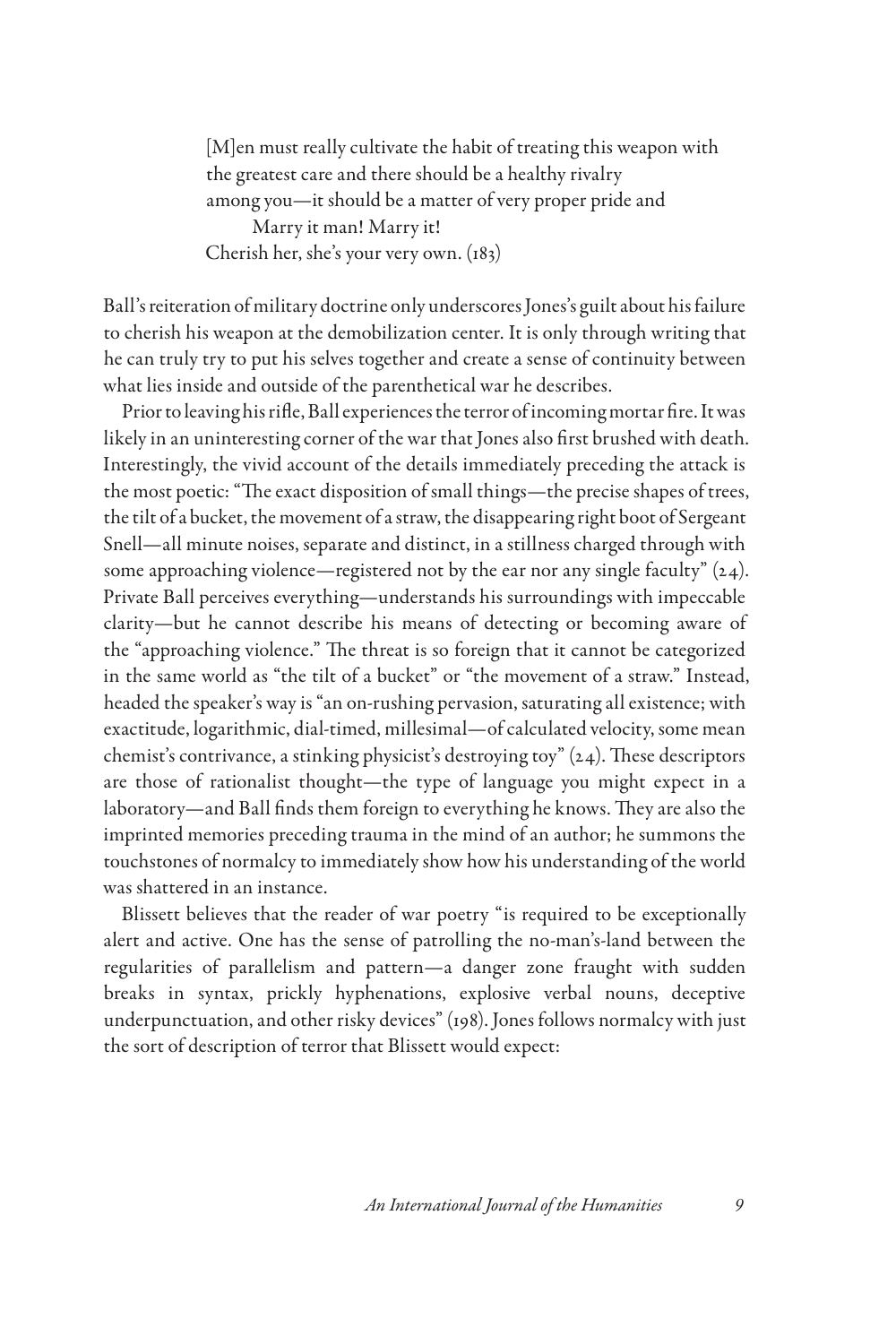> [M]en must really cultivate the habit of treating this weapon with
> the greatest care and there should be a healthy rivalry
> among you—it should be a matter of very proper pride and
> Marry it man! Marry it!
> Cherish her, she's your very own. (183)

Ball's reiteration of military doctrine only underscores Jones's guilt about his failure to cherish his weapon at the demobilization center. It is only through writing that he can truly try to put his selves together and create a sense of continuity between what lies inside and outside of the parenthetical war he describes.

Prior to leaving his rifle, Ball experiences the terror of incoming mortar fire. It was likely in an uninteresting corner of the war that Jones also first brushed with death. Interestingly, the vivid account of the details immediately preceding the attack is the most poetic: "The exact disposition of small things—the precise shapes of trees, the tilt of a bucket, the movement of a straw, the disappearing right boot of Sergeant Snell—all minute noises, separate and distinct, in a stillness charged through with some approaching violence—registered not by the ear nor any single faculty" (24). Private Ball perceives everything—understands his surroundings with impeccable clarity—but he cannot describe his means of detecting or becoming aware of the "approaching violence." The threat is so foreign that it cannot be categorized in the same world as "the tilt of a bucket" or "the movement of a straw." Instead, headed the speaker's way is "an on-rushing pervasion, saturating all existence; with exactitude, logarithmic, dial-timed, millesimal—of calculated velocity, some mean chemist's contrivance, a stinking physicist's destroying toy" (24). These descriptors are those of rationalist thought—the type of language you might expect in a laboratory—and Ball finds them foreign to everything he knows. They are also the imprinted memories preceding trauma in the mind of an author; he summons the touchstones of normalcy to immediately show how his understanding of the world was shattered in an instance.

Blissett believes that the reader of war poetry "is required to be exceptionally alert and active. One has the sense of patrolling the no-man's-land between the regularities of parallelism and pattern—a danger zone fraught with sudden breaks in syntax, prickly hyphenations, explosive verbal nouns, deceptive underpunctuation, and other risky devices" (198). Jones follows normalcy with just the sort of description of terror that Blissett would expect: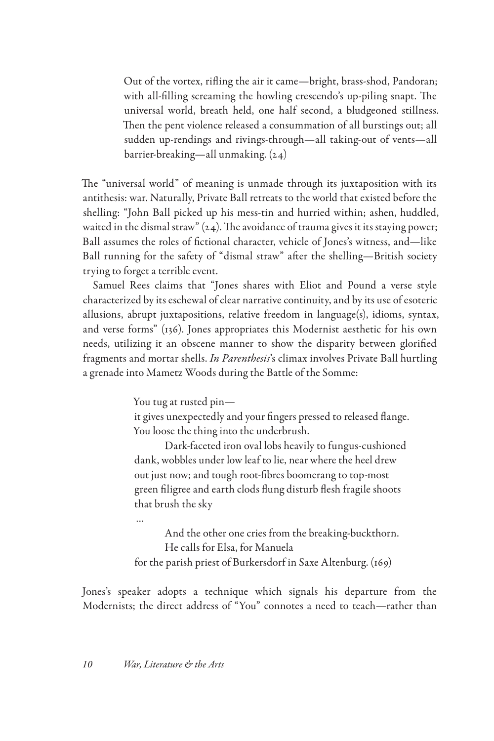> Out of the vortex, rifling the air it came—bright, brass-shod, Pandoran; with all-filling screaming the howling crescendo's up-piling snapt. The universal world, breath held, one half second, a bludgeoned stillness. Then the pent violence released a consummation of all burstings out; all sudden up-rendings and rivings-through—all taking-out of vents—all barrier-breaking—all unmaking. (24)

The "universal world" of meaning is unmade through its juxtaposition with its antithesis: war. Naturally, Private Ball retreats to the world that existed before the shelling: "John Ball picked up his mess-tin and hurried within; ashen, huddled, waited in the dismal straw" (24). The avoidance of trauma gives it its staying power; Ball assumes the roles of fictional character, vehicle of Jones's witness, and—like Ball running for the safety of "dismal straw" after the shelling—British society trying to forget a terrible event.

Samuel Rees claims that "Jones shares with Eliot and Pound a verse style characterized by its eschewal of clear narrative continuity, and by its use of esoteric allusions, abrupt juxtapositions, relative freedom in language(s), idioms, syntax, and verse forms" (136). Jones appropriates this Modernist aesthetic for his own needs, utilizing it an obscene manner to show the disparity between glorified fragments and mortar shells. *In Parenthesis*'s climax involves Private Ball hurtling a grenade into Mametz Woods during the Battle of the Somme:

> You tug at rusted pin—
> it gives unexpectedly and your fingers pressed to released flange.
> You loose the thing into the underbrush.
>
> Dark-faceted iron oval lobs heavily to fungus-cushioned dank, wobbles under low leaf to lie, near where the heel drew out just now; and tough root-fibres boomerang to top-most green filigree and earth clods flung disturb flesh fragile shoots that brush the sky
>
> ...
>
> And the other one cries from the breaking-buckthorn.
> He calls for Elsa, for Manuela
> for the parish priest of Burkersdorf in Saxe Altenburg. (169)

Jones's speaker adopts a technique which signals his departure from the Modernists; the direct address of "You" connotes a need to teach—rather than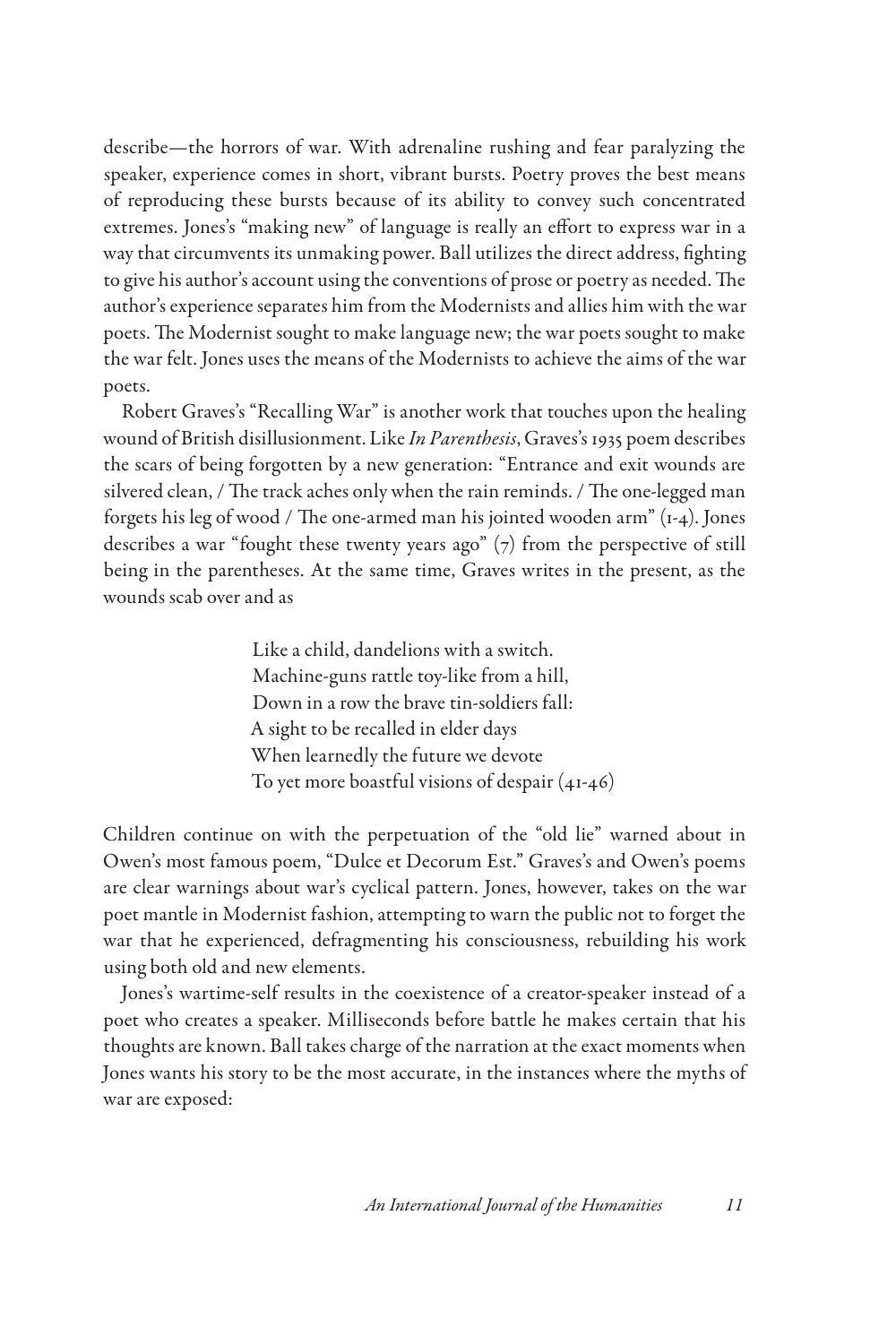describe—the horrors of war. With adrenaline rushing and fear paralyzing the speaker, experience comes in short, vibrant bursts. Poetry proves the best means of reproducing these bursts because of its ability to convey such concentrated extremes. Jones's "making new" of language is really an effort to express war in a way that circumvents its unmaking power. Ball utilizes the direct address, fighting to give his author's account using the conventions of prose or poetry as needed. The author's experience separates him from the Modernists and allies him with the war poets. The Modernist sought to make language new; the war poets sought to make the war felt. Jones uses the means of the Modernists to achieve the aims of the war poets.

Robert Graves's "Recalling War" is another work that touches upon the healing wound of British disillusionment. Like *In Parenthesis*, Graves's 1935 poem describes the scars of being forgotten by a new generation: "Entrance and exit wounds are silvered clean, / The track aches only when the rain reminds. / The one-legged man forgets his leg of wood / The one-armed man his jointed wooden arm" (1-4). Jones describes a war "fought these twenty years ago" (7) from the perspective of still being in the parentheses. At the same time, Graves writes in the present, as the wounds scab over and as

> Like a child, dandelions with a switch.
> Machine-guns rattle toy-like from a hill,
> Down in a row the brave tin-soldiers fall:
> A sight to be recalled in elder days
> When learnedly the future we devote
> To yet more boastful visions of despair (41-46)

Children continue on with the perpetuation of the "old lie" warned about in Owen's most famous poem, "Dulce et Decorum Est." Graves's and Owen's poems are clear warnings about war's cyclical pattern. Jones, however, takes on the war poet mantle in Modernist fashion, attempting to warn the public not to forget the war that he experienced, defragmenting his consciousness, rebuilding his work using both old and new elements.

Jones's wartime-self results in the coexistence of a creator-speaker instead of a poet who creates a speaker. Milliseconds before battle he makes certain that his thoughts are known. Ball takes charge of the narration at the exact moments when Jones wants his story to be the most accurate, in the instances where the myths of war are exposed: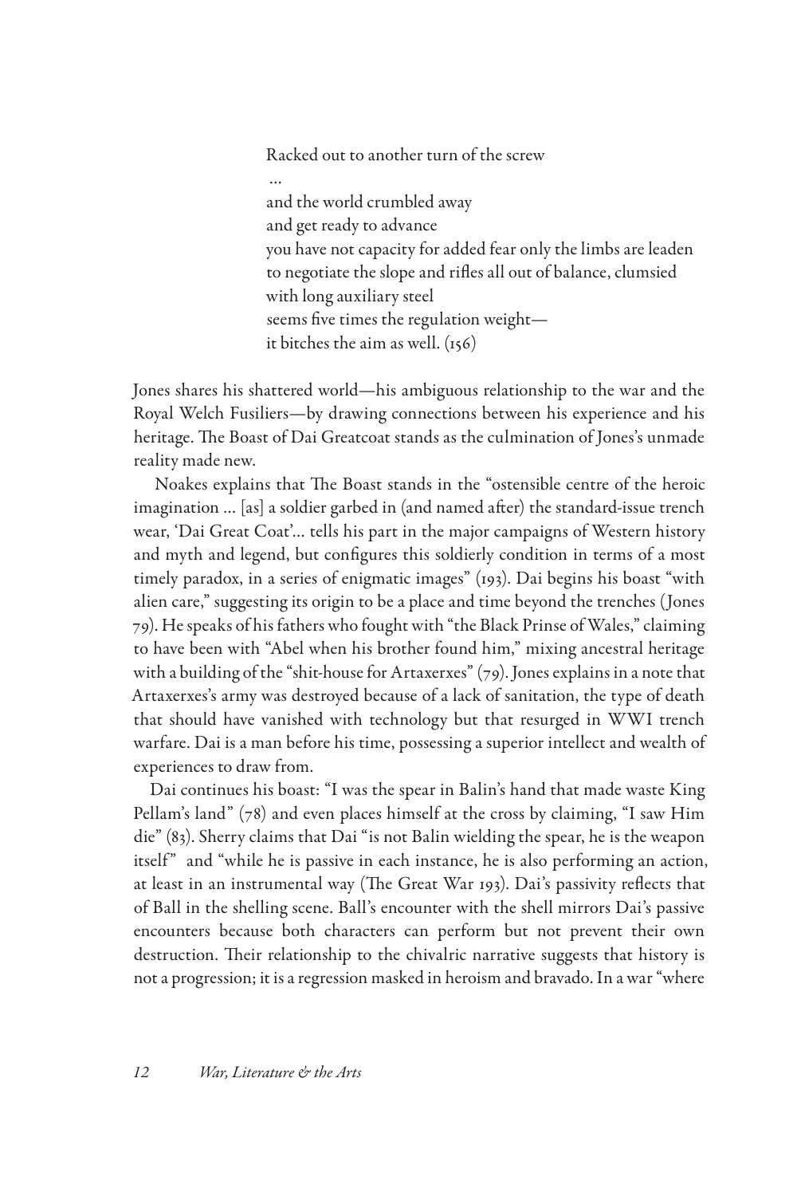> Racked out to another turn of the screw
> ...
> and the world crumbled away
> and get ready to advance
> you have not capacity for added fear only the limbs are leaden
> to negotiate the slope and rifles all out of balance, clumsied
> with long auxiliary steel
> seems five times the regulation weight—
> it bitches the aim as well. (156)

Jones shares his shattered world—his ambiguous relationship to the war and the Royal Welch Fusiliers—by drawing connections between his experience and his heritage. The Boast of Dai Greatcoat stands as the culmination of Jones's unmade reality made new.

Noakes explains that The Boast stands in the "ostensible centre of the heroic imagination ... [as] a soldier garbed in (and named after) the standard-issue trench wear, 'Dai Great Coat'... tells his part in the major campaigns of Western history and myth and legend, but configures this soldierly condition in terms of a most timely paradox, in a series of enigmatic images" (193). Dai begins his boast "with alien care," suggesting its origin to be a place and time beyond the trenches (Jones 79). He speaks of his fathers who fought with "the Black Prinse of Wales," claiming to have been with "Abel when his brother found him," mixing ancestral heritage with a building of the "shit-house for Artaxerxes" (79). Jones explains in a note that Artaxerxes's army was destroyed because of a lack of sanitation, the type of death that should have vanished with technology but that resurged in WWI trench warfare. Dai is a man before his time, possessing a superior intellect and wealth of experiences to draw from.

Dai continues his boast: "I was the spear in Balin's hand that made waste King Pellam's land" (78) and even places himself at the cross by claiming, "I saw Him die" (83). Sherry claims that Dai "is not Balin wielding the spear, he is the weapon itself" and "while he is passive in each instance, he is also performing an action, at least in an instrumental way (The Great War 193). Dai's passivity reflects that of Ball in the shelling scene. Ball's encounter with the shell mirrors Dai's passive encounters because both characters can perform but not prevent their own destruction. Their relationship to the chivalric narrative suggests that history is not a progression; it is a regression masked in heroism and bravado. In a war "where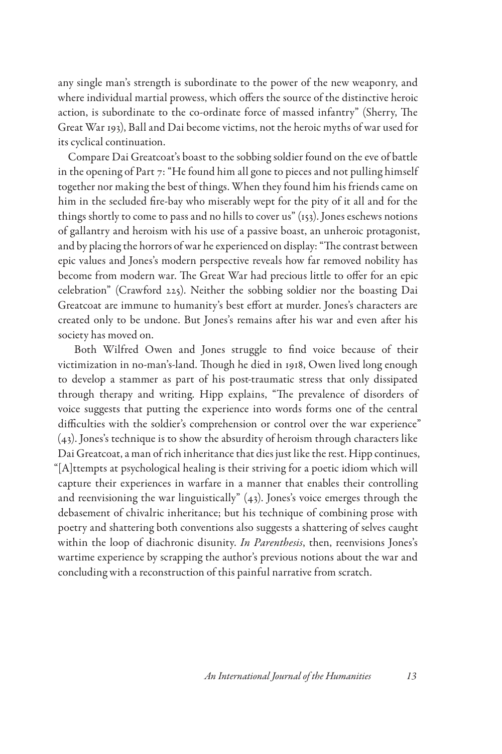any single man's strength is subordinate to the power of the new weaponry, and where individual martial prowess, which offers the source of the distinctive heroic action, is subordinate to the co-ordinate force of massed infantry" (Sherry, The Great War 193), Ball and Dai become victims, not the heroic myths of war used for its cyclical continuation.

Compare Dai Greatcoat's boast to the sobbing soldier found on the eve of battle in the opening of Part 7: "He found him all gone to pieces and not pulling himself together nor making the best of things. When they found him his friends came on him in the secluded fire-bay who miserably wept for the pity of it all and for the things shortly to come to pass and no hills to cover us" (153). Jones eschews notions of gallantry and heroism with his use of a passive boast, an unheroic protagonist, and by placing the horrors of war he experienced on display: "The contrast between epic values and Jones's modern perspective reveals how far removed nobility has become from modern war. The Great War had precious little to offer for an epic celebration" (Crawford 225). Neither the sobbing soldier nor the boasting Dai Greatcoat are immune to humanity's best effort at murder. Jones's characters are created only to be undone. But Jones's remains after his war and even after his society has moved on.

Both Wilfred Owen and Jones struggle to find voice because of their victimization in no-man's-land. Though he died in 1918, Owen lived long enough to develop a stammer as part of his post-traumatic stress that only dissipated through therapy and writing. Hipp explains, "The prevalence of disorders of voice suggests that putting the experience into words forms one of the central difficulties with the soldier's comprehension or control over the war experience" (43). Jones's technique is to show the absurdity of heroism through characters like Dai Greatcoat, a man of rich inheritance that dies just like the rest. Hipp continues, "[A]ttempts at psychological healing is their striving for a poetic idiom which will capture their experiences in warfare in a manner that enables their controlling and reenvisioning the war linguistically" (43). Jones's voice emerges through the debasement of chivalric inheritance; but his technique of combining prose with poetry and shattering both conventions also suggests a shattering of selves caught within the loop of diachronic disunity. *In Parenthesis*, then, reenvisions Jones's wartime experience by scrapping the author's previous notions about the war and concluding with a reconstruction of this painful narrative from scratch.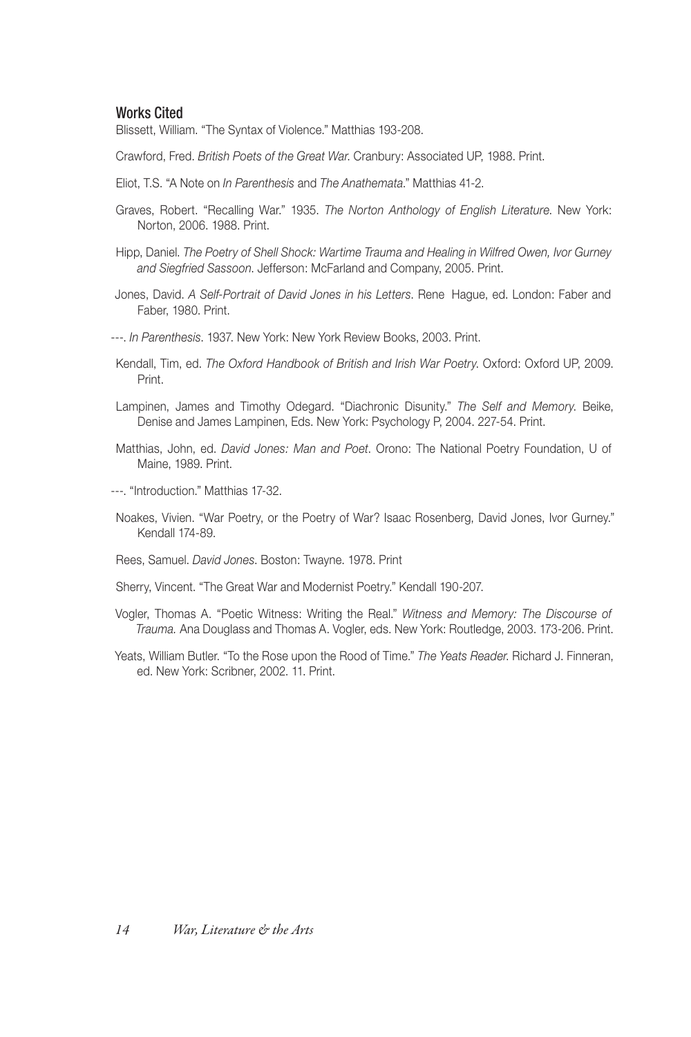## Works Cited

Blissett, William. "The Syntax of Violence." Matthias 193-208.

Crawford, Fred. *British Poets of the Great War*. Cranbury: Associated UP, 1988. Print.

Eliot, T.S. "A Note on *In Parenthesis* and *The Anathemata*." Matthias 41-2.

Graves, Robert. "Recalling War." 1935. *The Norton Anthology of English Literature*. New York: Norton, 2006. 1988. Print.

Hipp, Daniel. *The Poetry of Shell Shock: Wartime Trauma and Healing in Wilfred Owen, Ivor Gurney and Siegfried Sassoon*. Jefferson: McFarland and Company, 2005. Print.

Jones, David. *A Self-Portrait of David Jones in his Letters*. Rene Hague, ed. London: Faber and Faber, 1980. Print.

---. *In Parenthesis*. 1937. New York: New York Review Books, 2003. Print.

Kendall, Tim, ed. *The Oxford Handbook of British and Irish War Poetry*. Oxford: Oxford UP, 2009. Print.

Lampinen, James and Timothy Odegard. "Diachronic Disunity." *The Self and Memory*. Beike, Denise and James Lampinen, Eds. New York: Psychology P, 2004. 227-54. Print.

Matthias, John, ed. *David Jones: Man and Poet*. Orono: The National Poetry Foundation, U of Maine, 1989. Print.

---. "Introduction." Matthias 17-32.

Noakes, Vivien. "War Poetry, or the Poetry of War? Isaac Rosenberg, David Jones, Ivor Gurney." Kendall 174-89.

Rees, Samuel. *David Jones*. Boston: Twayne. 1978. Print

Sherry, Vincent. "The Great War and Modernist Poetry." Kendall 190-207.

Vogler, Thomas A. "Poetic Witness: Writing the Real." *Witness and Memory: The Discourse of Trauma.* Ana Douglass and Thomas A. Vogler, eds. New York: Routledge, 2003. 173-206. Print.

Yeats, William Butler. "To the Rose upon the Rood of Time." *The Yeats Reader*. Richard J. Finneran, ed. New York: Scribner, 2002. 11. Print.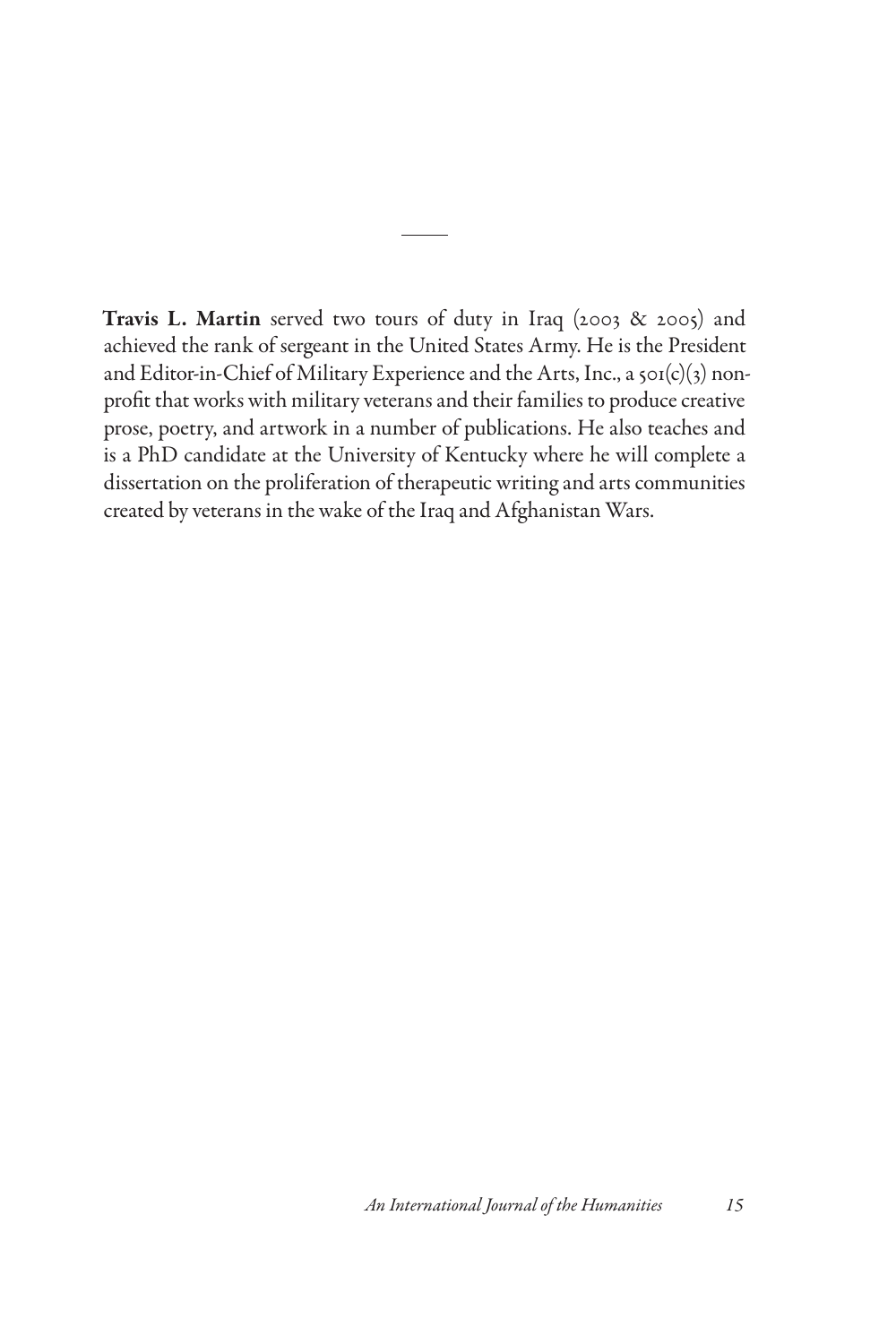---

**Travis L. Martin** served two tours of duty in Iraq (2003 & 2005) and achieved the rank of sergeant in the United States Army. He is the President and Editor-in-Chief of Military Experience and the Arts, Inc., a 501(c)(3) non-profit that works with military veterans and their families to produce creative prose, poetry, and artwork in a number of publications. He also teaches and is a PhD candidate at the University of Kentucky where he will complete a dissertation on the proliferation of therapeutic writing and arts communities created by veterans in the wake of the Iraq and Afghanistan Wars.